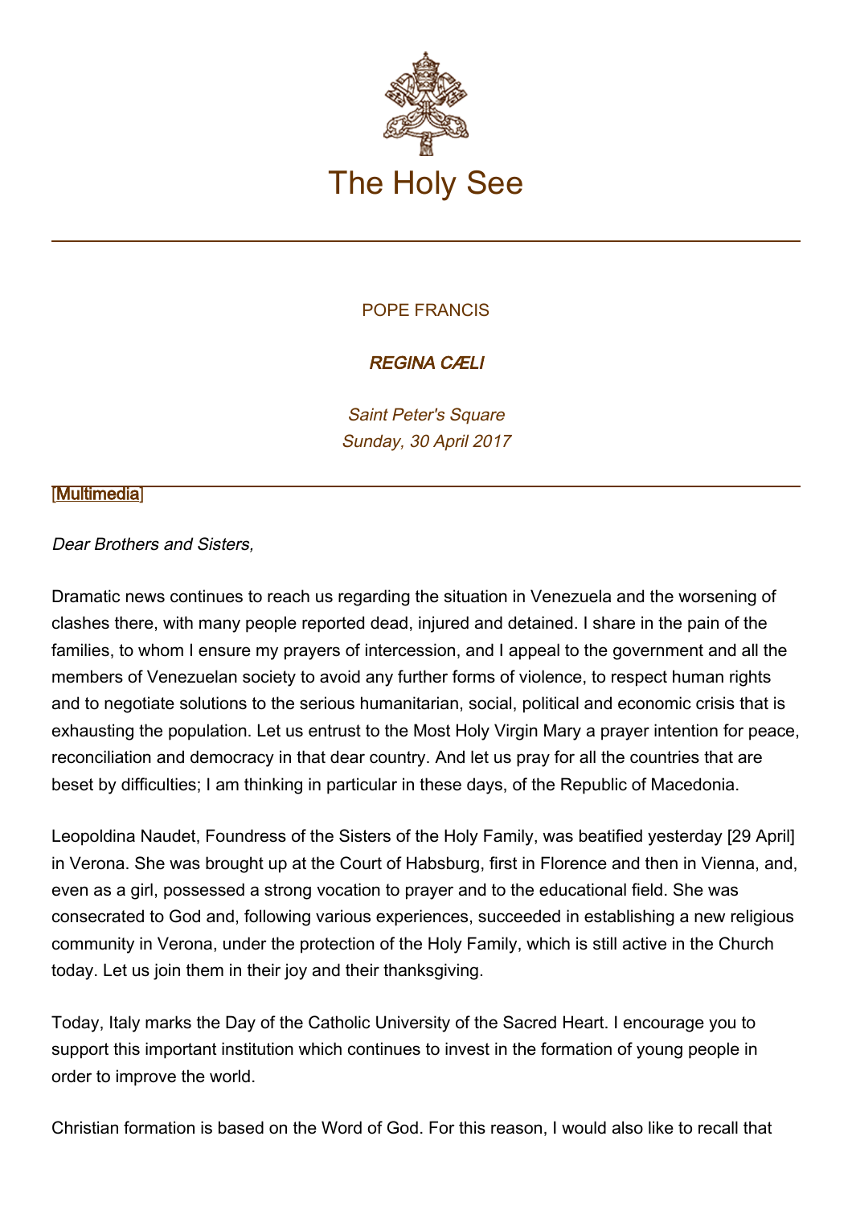# The Holy See

POPE FRANCIS

***REGINA CÆLI***

*Saint Peter's Square*
*Sunday, 30 April 2017*

[Multimedia]

*Dear Brothers and Sisters,*

Dramatic news continues to reach us regarding the situation in Venezuela and the worsening of clashes there, with many people reported dead, injured and detained. I share in the pain of the families, to whom I ensure my prayers of intercession, and I appeal to the government and all the members of Venezuelan society to avoid any further forms of violence, to respect human rights and to negotiate solutions to the serious humanitarian, social, political and economic crisis that is exhausting the population. Let us entrust to the Most Holy Virgin Mary a prayer intention for peace, reconciliation and democracy in that dear country. And let us pray for all the countries that are beset by difficulties; I am thinking in particular in these days, of the Republic of Macedonia.

Leopoldina Naudet, Foundress of the Sisters of the Holy Family, was beatified yesterday [29 April] in Verona. She was brought up at the Court of Habsburg, first in Florence and then in Vienna, and, even as a girl, possessed a strong vocation to prayer and to the educational field. She was consecrated to God and, following various experiences, succeeded in establishing a new religious community in Verona, under the protection of the Holy Family, which is still active in the Church today. Let us join them in their joy and their thanksgiving.

Today, Italy marks the Day of the Catholic University of the Sacred Heart. I encourage you to support this important institution which continues to invest in the formation of young people in order to improve the world.

Christian formation is based on the Word of God. For this reason, I would also like to recall that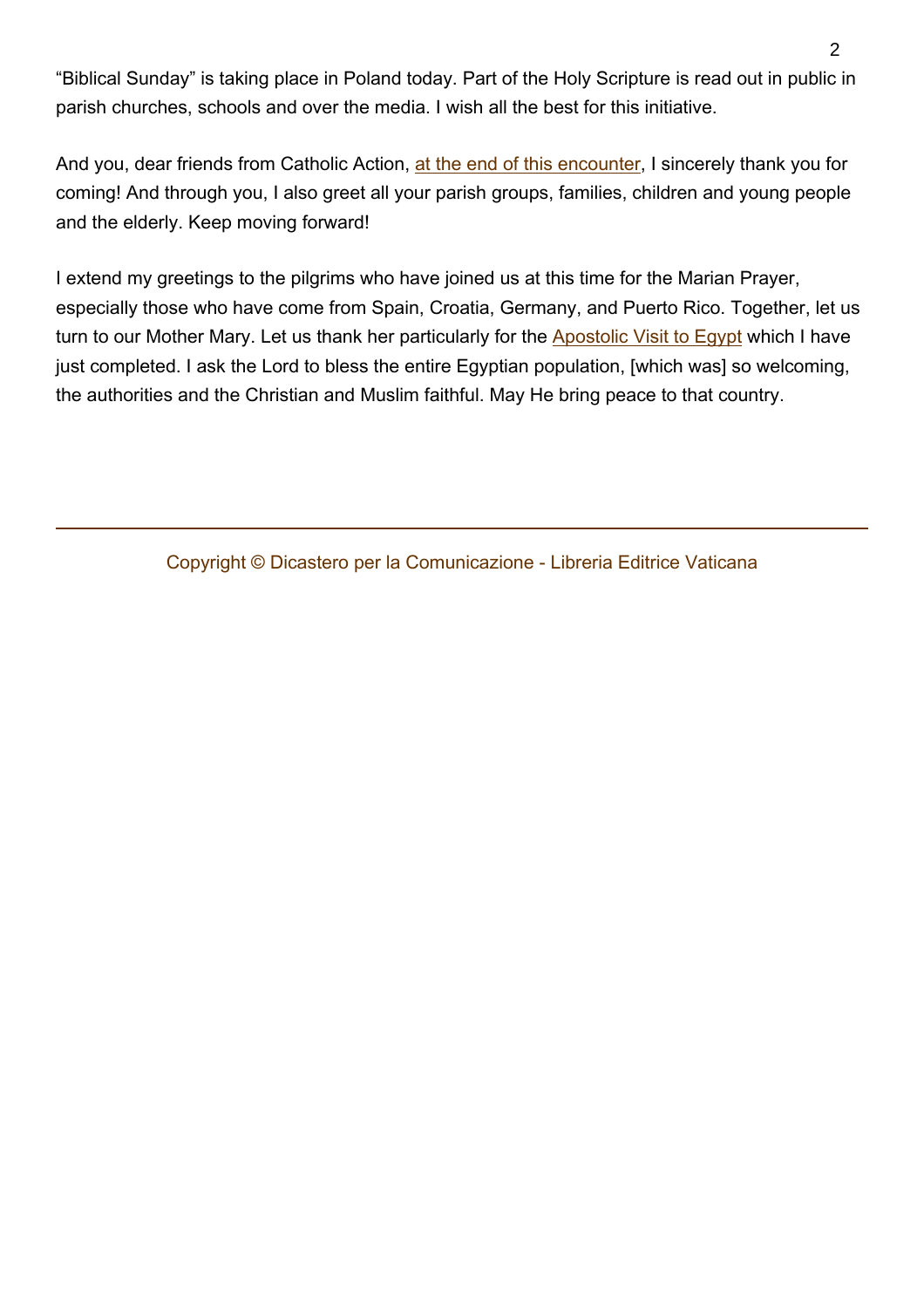“Biblical Sunday” is taking place in Poland today. Part of the Holy Scripture is read out in public in parish churches, schools and over the media. I wish all the best for this initiative.

And you, dear friends from Catholic Action, at the end of this encounter, I sincerely thank you for coming! And through you, I also greet all your parish groups, families, children and young people and the elderly. Keep moving forward!

I extend my greetings to the pilgrims who have joined us at this time for the Marian Prayer, especially those who have come from Spain, Croatia, Germany, and Puerto Rico. Together, let us turn to our Mother Mary. Let us thank her particularly for the Apostolic Visit to Egypt which I have just completed. I ask the Lord to bless the entire Egyptian population, [which was] so welcoming, the authorities and the Christian and Muslim faithful. May He bring peace to that country.

---

Copyright © Dicastero per la Comunicazione - Libreria Editrice Vaticana